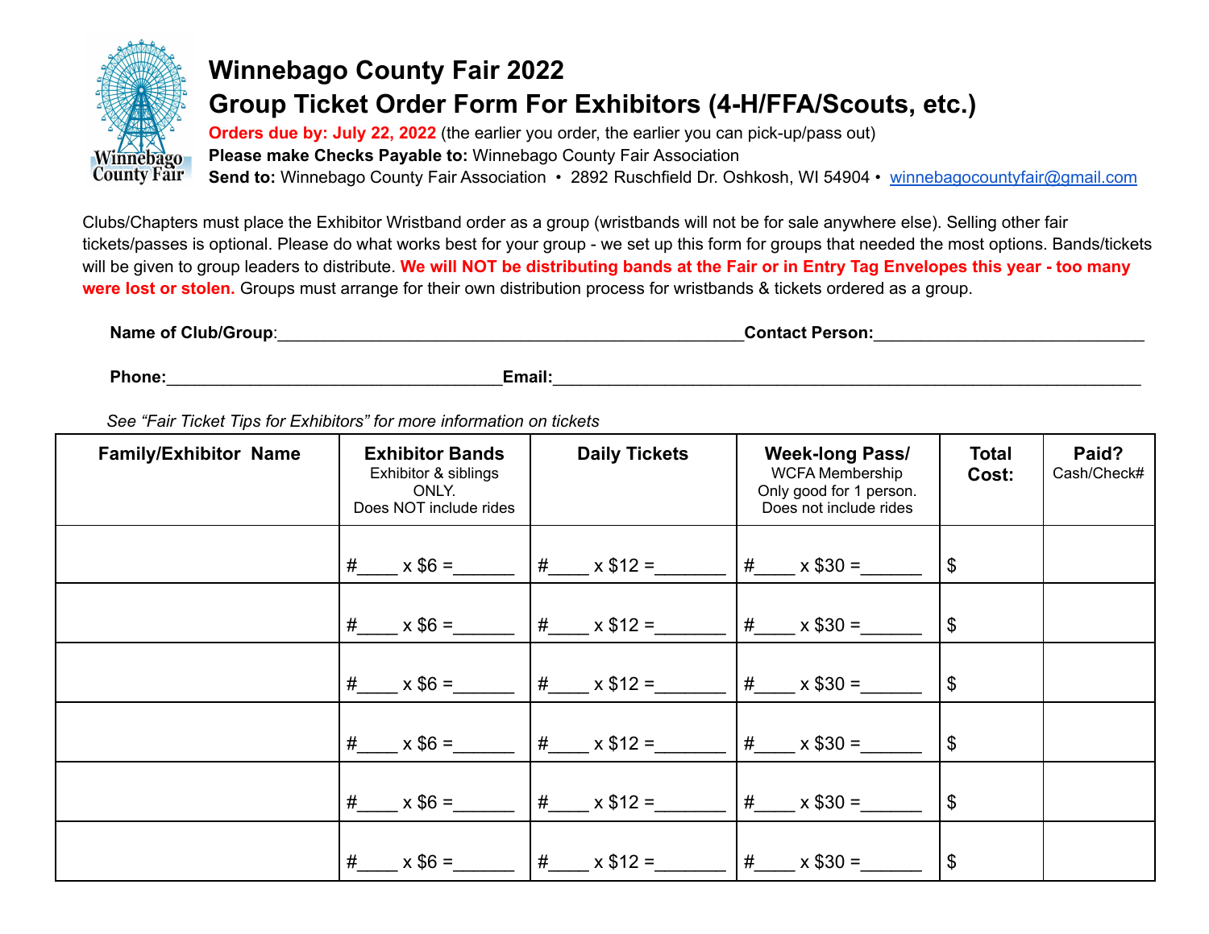# Winnebago County Fair 2022
## Group Ticket Order Form For Exhibitors (4-H/FFA/Scouts, etc.)

**Orders due by: July 22, 2022** (the earlier you order, the earlier you can pick-up/pass out)
**Please make Checks Payable to:** Winnebago County Fair Association
**Send to:** Winnebago County Fair Association • 2892 Ruschfield Dr. Oshkosh, WI 54904 • winnebagocountyfair@gmail.com

Clubs/Chapters must place the Exhibitor Wristband order as a group (wristbands will not be for sale anywhere else). Selling other fair tickets/passes is optional. Please do what works best for your group - we set up this form for groups that needed the most options. Bands/tickets will be given to group leaders to distribute. **We will NOT be distributing bands at the Fair or in Entry Tag Envelopes this year - too many were lost or stolen.** Groups must arrange for their own distribution process for wristbands & tickets ordered as a group.

**Name of Club/Group**:\_\_\_\_\_\_\_\_\_\_\_\_\_\_\_\_\_\_\_\_\_\_\_\_\_\_\_\_\_\_\_\_\_\_\_\_ **Contact Person:**\_\_\_\_\_\_\_\_\_\_\_\_\_\_\_\_\_\_\_\_\_\_\_\_

**Phone:**\_\_\_\_\_\_\_\_\_\_\_\_\_\_\_\_\_\_\_\_\_\_\_\_ **Email:**\_\_\_\_\_\_\_\_\_\_\_\_\_\_\_\_\_\_\_\_\_\_\_\_\_\_\_\_\_\_\_\_\_\_\_\_\_\_\_\_

*See "Fair Ticket Tips for Exhibitors" for more information on tickets*

| **Family/Exhibitor Name** | **Exhibitor Bands** Exhibitor & siblings ONLY. Does NOT include rides | **Daily Tickets** | **Week-long Pass/** WCFA Membership Only good for 1 person. Does not include rides | **Total Cost:** | **Paid?** Cash/Check# |
|---|---|---|---|---|---|
| | #\_\_\_\_ x $6 =\_\_\_\_\_\_ | #\_\_\_\_ x $12 =\_\_\_\_\_\_\_ | #\_\_\_\_ x $30 =\_\_\_\_\_\_ | $ | |
| | #\_\_\_\_ x $6 =\_\_\_\_\_\_ | #\_\_\_\_ x $12 =\_\_\_\_\_\_\_ | #\_\_\_\_ x $30 =\_\_\_\_\_\_ | $ | |
| | #\_\_\_\_ x $6 =\_\_\_\_\_\_ | #\_\_\_\_ x $12 =\_\_\_\_\_\_\_ | #\_\_\_\_ x $30 =\_\_\_\_\_\_ | $ | |
| | #\_\_\_\_ x $6 =\_\_\_\_\_\_ | #\_\_\_\_ x $12 =\_\_\_\_\_\_\_ | #\_\_\_\_ x $30 =\_\_\_\_\_\_ | $ | |
| | #\_\_\_\_ x $6 =\_\_\_\_\_\_ | #\_\_\_\_ x $12 =\_\_\_\_\_\_\_ | #\_\_\_\_ x $30 =\_\_\_\_\_\_ | $ | |
| | #\_\_\_\_ x $6 =\_\_\_\_\_\_ | #\_\_\_\_ x $12 =\_\_\_\_\_\_\_ | #\_\_\_\_ x $30 =\_\_\_\_\_\_ | $ | |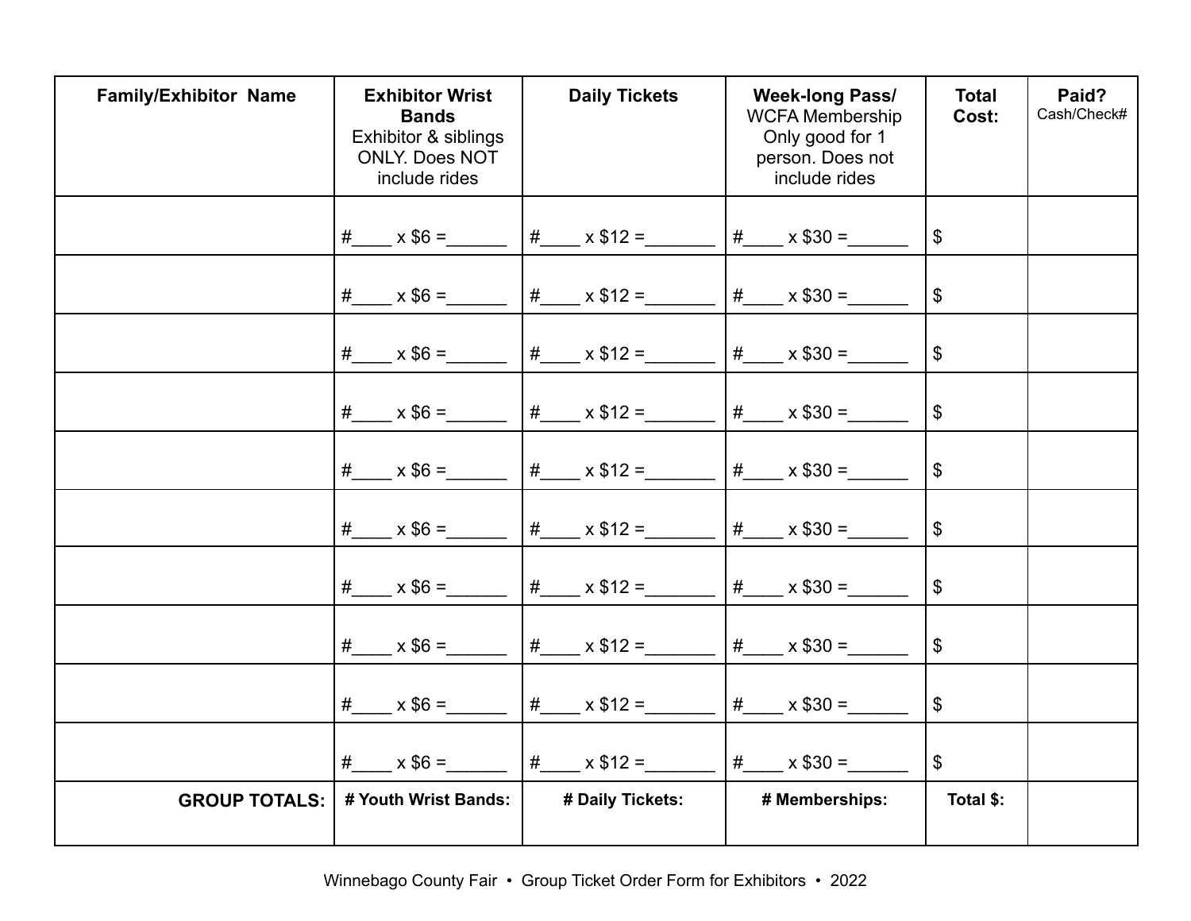| Family/Exhibitor Name | **Exhibitor Wrist Bands** Exhibitor & siblings ONLY. Does NOT include rides | **Daily Tickets** | **Week-long Pass/** WCFA Membership Only good for 1 person. Does not include rides | **Total Cost:** | **Paid?** Cash/Check# |
|---|---|---|---|---|---|
| | #____ x $6 =______ | #____ x $12 =_______ | #____ x $30 =______ | $ | |
| | #____ x $6 =______ | #____ x $12 =_______ | #____ x $30 =______ | $ | |
| | #____ x $6 =______ | #____ x $12 =_______ | #____ x $30 =______ | $ | |
| | #____ x $6 =______ | #____ x $12 =_______ | #____ x $30 =______ | $ | |
| | #____ x $6 =______ | #____ x $12 =_______ | #____ x $30 =______ | $ | |
| | #____ x $6 =______ | #____ x $12 =_______ | #____ x $30 =______ | $ | |
| | #____ x $6 =______ | #____ x $12 =_______ | #____ x $30 =______ | $ | |
| | #____ x $6 =______ | #____ x $12 =_______ | #____ x $30 =______ | $ | |
| | #____ x $6 =______ | #____ x $12 =_______ | #____ x $30 =______ | $ | |
| | #____ x $6 =______ | #____ x $12 =_______ | #____ x $30 =______ | $ | |
| **GROUP TOTALS:** | **# Youth Wrist Bands:** | **# Daily Tickets:** | **# Memberships:** | **Total $:** | |

Winnebago County Fair • Group Ticket Order Form for Exhibitors • 2022